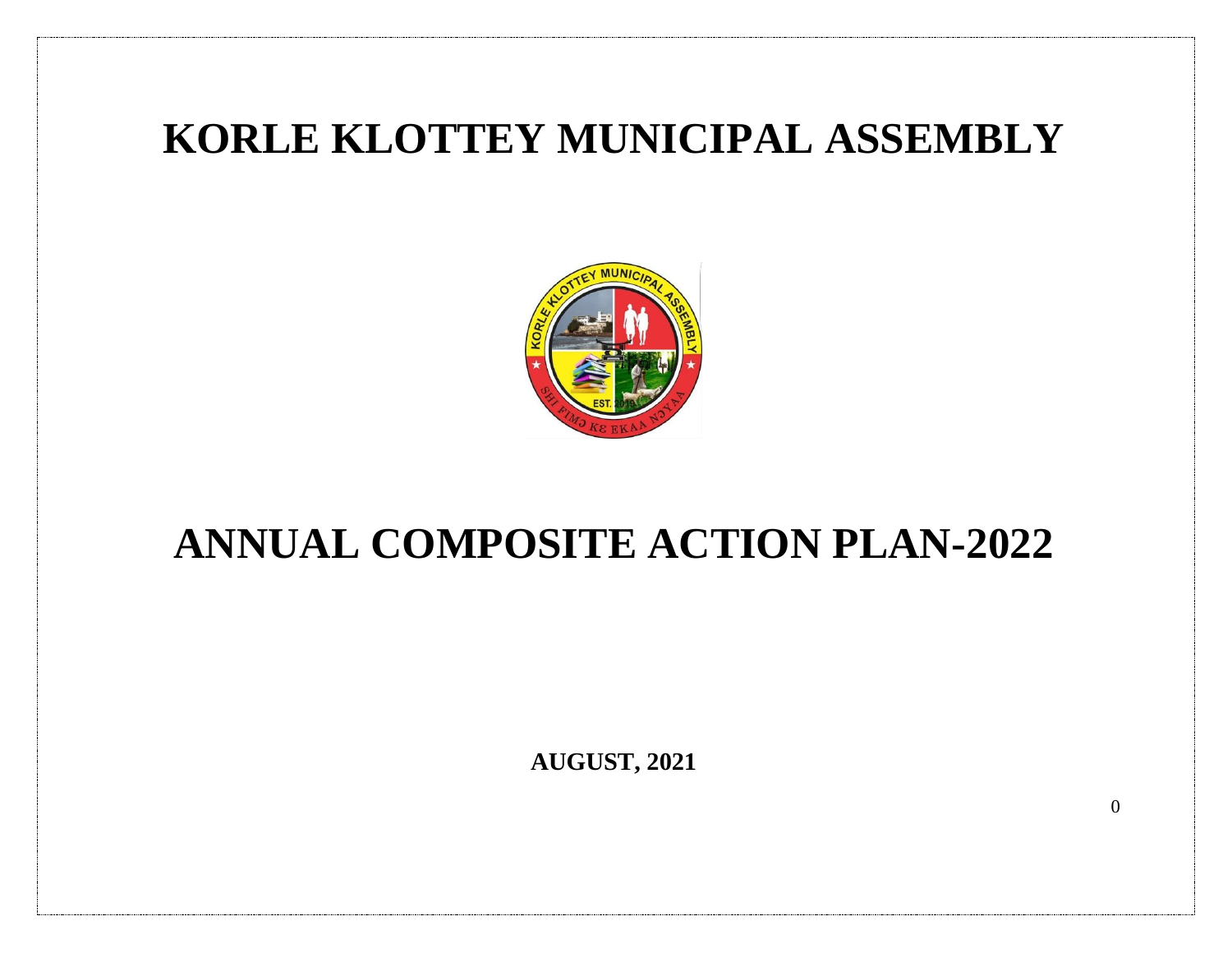# KORLE KLOTTEY MUNICIPAL ASSEMBLY

# ANNUAL COMPOSITE ACTION PLAN-2022

**AUGUST, 2021**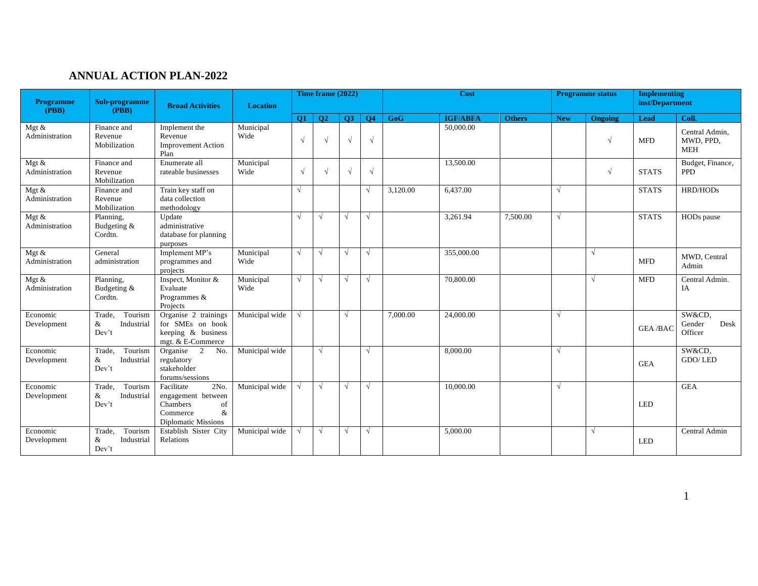## ANNUAL ACTION PLAN-2022

| Programme (PBB) | Sub-programme (PBB) | Broad Activities | Location | Time frame (2022) | | | | Cost | | | Programme status | | Implementing inst/Department | |
|---|---|---|---|---|---|---|---|---|---|---|---|---|---|---|
| | | | | Q1 | Q2 | Q3 | Q4 | GoG | IGF/ABFA | Others | New | Ongoing | Lead | Coll. |
| Mgt & Administration | Finance and Revenue Mobilization | Implement the Revenue Improvement Action Plan | Municipal Wide | √ | √ | √ | √ | | 50,000.00 | | | √ | MFD | Central Admin, MWD, PPD, MEH |
| Mgt & Administration | Finance and Revenue Mobilization | Enumerate all rateable businesses | Municipal Wide | √ | √ | √ | √ | | 13,500.00 | | | √ | STATS | Budget, Finance, PPD |
| Mgt & Administration | Finance and Revenue Mobilization | Train key staff on data collection methodology | | √ | | | √ | 3,120.00 | 6,437.00 | | √ | | STATS | HRD/HODs |
| Mgt & Administration | Planning, Budgeting & Cordtn. | Update administrative database for planning purposes | | √ | √ | √ | √ | | 3,261.94 | 7,500.00 | √ | | STATS | HODs pause |
| Mgt & Administration | General administration | Implement MP's programmes and projects | Municipal Wide | √ | √ | √ | √ | | 355,000.00 | | | √ | MFD | MWD, Central Admin |
| Mgt & Administration | Planning, Budgeting & Cordtn. | Inspect, Monitor & Evaluate Programmes & Projects | Municipal Wide | √ | √ | √ | √ | | 70,800.00 | | | √ | MFD | Central Admin. IA |
| Economic Development | Trade, Tourism & Industrial Dev't | Organise 2 trainings for SMEs on book keeping & business mgt. & E-Commerce | Municipal wide | √ | | √ | | 7,000.00 | 24,000.00 | | √ | | GEA /BAC | SW&CD, Gender Desk Officer |
| Economic Development | Trade, Tourism & Industrial Dev't | Organise 2 No. regulatory stakeholder forums/sessions | Municipal wide | | √ | | √ | | 8,000.00 | | √ | | GEA | SW&CD, GDO/ LED |
| Economic Development | Trade, Tourism & Industrial Dev't | Facilitate 2No. engagement between Chambers of Commerce & Diplomatic Missions | Municipal wide | √ | √ | √ | √ | | 10,000.00 | | √ | | LED | GEA |
| Economic Development | Trade, Tourism & Industrial Dev't | Establish Sister City Relations | Municipal wide | √ | √ | √ | √ | | 5,000.00 | | | √ | LED | Central Admin |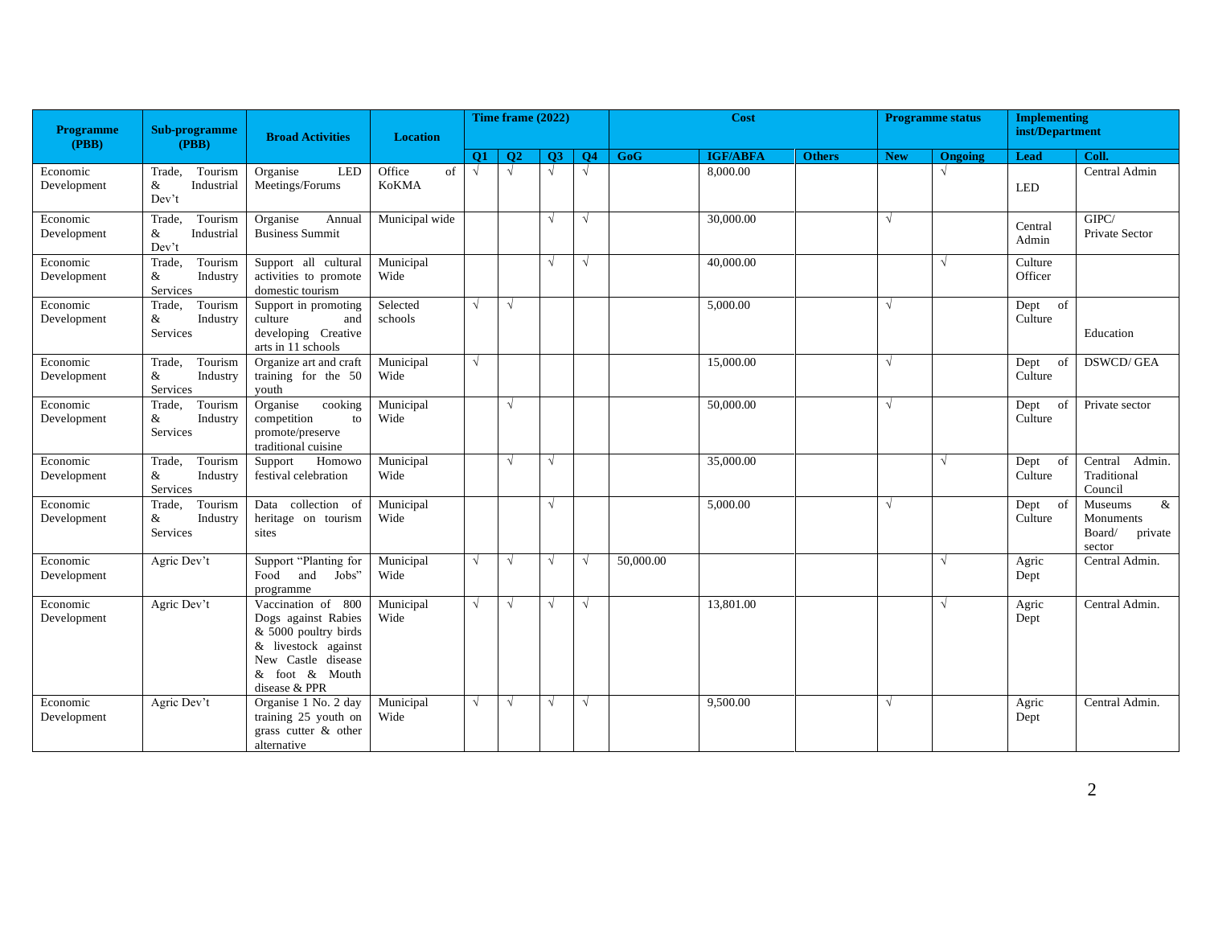| Programme (PBB) | Sub-programme (PBB) | Broad Activities | Location | Time frame (2022) | | | | Cost | | | Programme status | | Implementing inst/Department | |
|---|---|---|---|---|---|---|---|---|---|---|---|---|---|---|
| | | | | Q1 | Q2 | Q3 | Q4 | GoG | IGF/ABFA | Others | New | Ongoing | Lead | Coll. |
| Economic Development | Trade, Tourism & Industrial Dev't | Organise LED Meetings/Forums | Office of KoKMA | √ | √ | √ | √ | | 8,000.00 | | | √ | LED | Central Admin |
| Economic Development | Trade, Tourism & Industrial Dev't | Organise Annual Business Summit | Municipal wide | | | √ | √ | | 30,000.00 | | √ | | Central Admin | GIPC/ Private Sector |
| Economic Development | Trade, Tourism & Industry Services | Support all cultural activities to promote domestic tourism | Municipal Wide | | | √ | √ | | 40,000.00 | | | √ | Culture Officer | |
| Economic Development | Trade, Tourism & Industry Services | Support in promoting culture and developing Creative arts in 11 schools | Selected schools | √ | √ | | | | 5,000.00 | | √ | | Dept of Culture | Education |
| Economic Development | Trade, Tourism & Industry Services | Organize art and craft training for the 50 youth | Municipal Wide | √ | | | | | 15,000.00 | | √ | | Dept of Culture | DSWCD/ GEA |
| Economic Development | Trade, Tourism & Industry Services | Organise cooking competition to promote/preserve traditional cuisine | Municipal Wide | | √ | | | | 50,000.00 | | √ | | Dept of Culture | Private sector |
| Economic Development | Trade, Tourism & Industry Services | Support Homowo festival celebration | Municipal Wide | | √ | √ | | | 35,000.00 | | | √ | Dept of Culture | Central Admin. Traditional Council |
| Economic Development | Trade, Tourism & Industry Services | Data collection of heritage on tourism sites | Municipal Wide | | | √ | | | 5,000.00 | | √ | | Dept of Culture | Museums & Monuments Board/ private sector |
| Economic Development | Agric Dev't | Support "Planting for Food and Jobs" programme | Municipal Wide | √ | √ | √ | √ | 50,000.00 | | | | √ | Agric Dept | Central Admin. |
| Economic Development | Agric Dev't | Vaccination of 800 Dogs against Rabies & 5000 poultry birds & livestock against New Castle disease & foot & Mouth disease & PPR | Municipal Wide | √ | √ | √ | √ | | 13,801.00 | | | √ | Agric Dept | Central Admin. |
| Economic Development | Agric Dev't | Organise 1 No. 2 day training 25 youth on grass cutter & other alternative | Municipal Wide | √ | √ | √ | √ | | 9,500.00 | | √ | | Agric Dept | Central Admin. |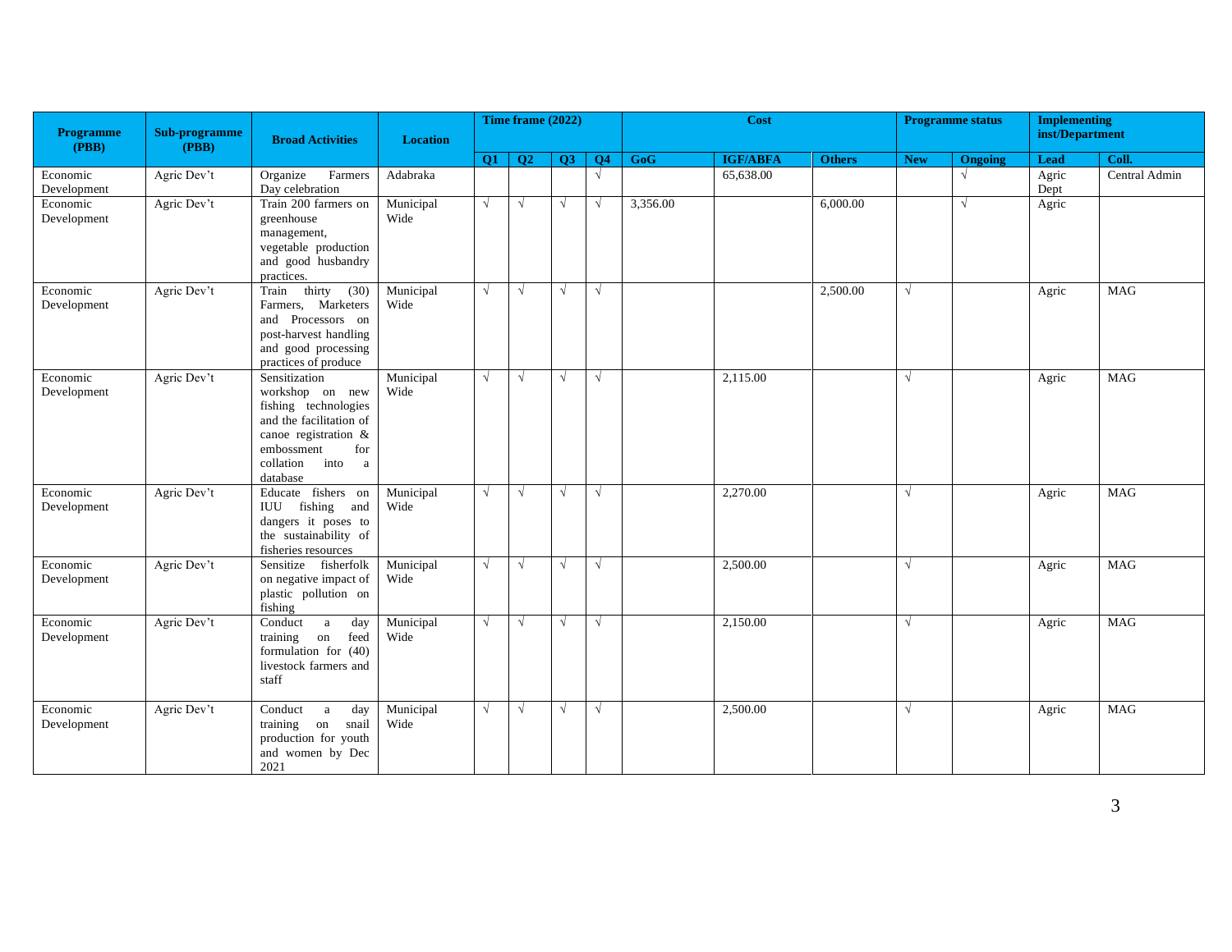| Programme (PBB) | Sub-programme (PBB) | Broad Activities | Location | Time frame (2022) | | | | Cost | | | Programme status | | Implementing inst/Department | |
|---|---|---|---|---|---|---|---|---|---|---|---|---|---|---|
| | | | | Q1 | Q2 | Q3 | Q4 | GoG | IGF/ABFA | Others | New | Ongoing | Lead | Coll. |
| Economic Development | Agric Dev't | Organize Farmers Day celebration | Adabraka | | | | √ | | 65,638.00 | | | √ | Agric Dept | Central Admin |
| Economic Development | Agric Dev't | Train 200 farmers on greenhouse management, vegetable production and good husbandry practices. | Municipal Wide | √ | √ | √ | √ | 3,356.00 | | 6,000.00 | | √ | Agric | |
| Economic Development | Agric Dev't | Train thirty (30) Farmers, Marketers and Processors on post-harvest handling and good processing practices of produce | Municipal Wide | √ | √ | √ | √ | | | 2,500.00 | √ | | Agric | MAG |
| Economic Development | Agric Dev't | Sensitization workshop on new fishing technologies and the facilitation of canoe registration & embossment for collation into a database | Municipal Wide | √ | √ | √ | √ | | 2,115.00 | | √ | | Agric | MAG |
| Economic Development | Agric Dev't | Educate fishers on IUU fishing and dangers it poses to the sustainability of fisheries resources | Municipal Wide | √ | √ | √ | √ | | 2,270.00 | | √ | | Agric | MAG |
| Economic Development | Agric Dev't | Sensitize fisherfolk on negative impact of plastic pollution on fishing | Municipal Wide | √ | √ | √ | √ | | 2,500.00 | | √ | | Agric | MAG |
| Economic Development | Agric Dev't | Conduct a day training on feed formulation for (40) livestock farmers and staff | Municipal Wide | √ | √ | √ | √ | | 2,150.00 | | √ | | Agric | MAG |
| Economic Development | Agric Dev't | Conduct a day training on snail production for youth and women by Dec 2021 | Municipal Wide | √ | √ | √ | √ | | 2,500.00 | | √ | | Agric | MAG |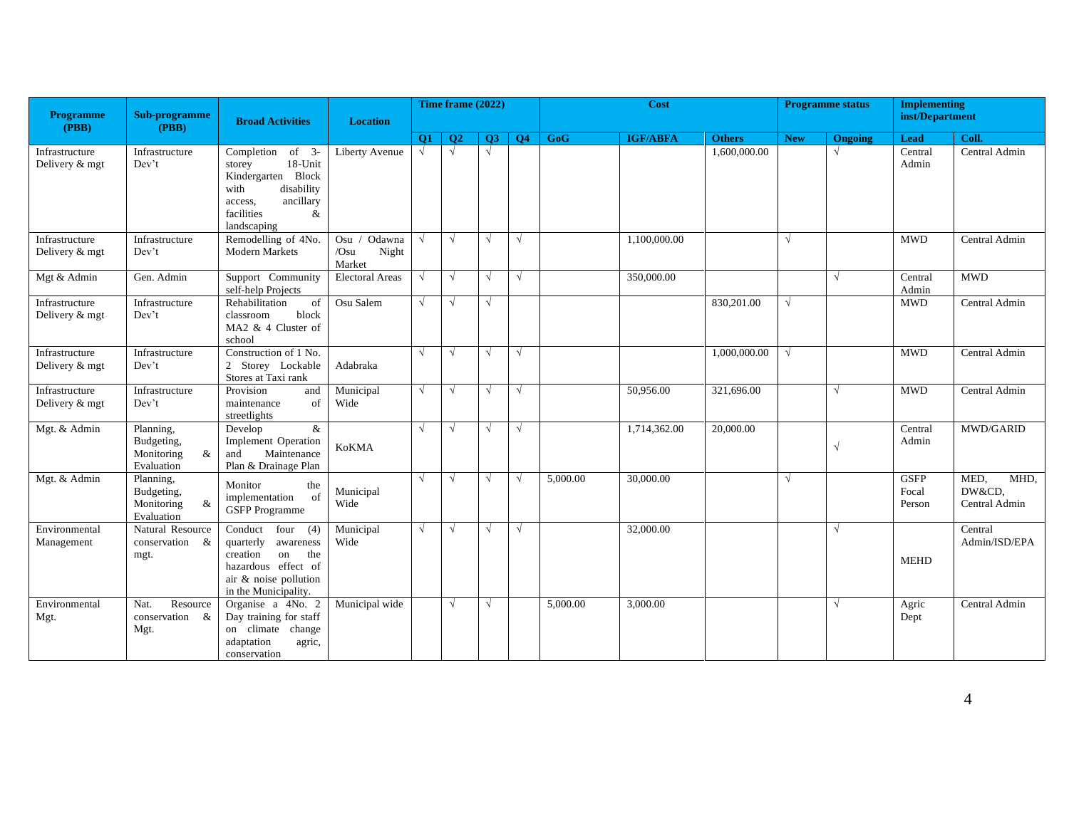| Programme (PBB) | Sub-programme (PBB) | Broad Activities | Location | Time frame (2022) | | | | Cost | | | Programme status | | Implementing inst/Department | |
|---|---|---|---|---|---|---|---|---|---|---|---|---|---|---|
| | | | | Q1 | Q2 | Q3 | Q4 | GoG | IGF/ABFA | Others | New | Ongoing | Lead | Coll. |
| Infrastructure Delivery & mgt | Infrastructure Dev't | Completion of 3-storey 18-Unit Kindergarten Block with disability access, ancillary facilities & landscaping | Liberty Avenue | √ | √ | √ | | | | 1,600,000.00 | | √ | Central Admin | Central Admin |
| Infrastructure Delivery & mgt | Infrastructure Dev't | Remodelling of 4No. Modern Markets | Osu / Odawna /Osu Night Market | √ | √ | √ | √ | | 1,100,000.00 | | √ | | MWD | Central Admin |
| Mgt & Admin | Gen. Admin | Support Community self-help Projects | Electoral Areas | √ | √ | √ | √ | | 350,000.00 | | | √ | Central Admin | MWD |
| Infrastructure Delivery & mgt | Infrastructure Dev't | Rehabilitation of classroom block MA2 & 4 Cluster of school | Osu Salem | √ | √ | √ | | | | 830,201.00 | √ | | MWD | Central Admin |
| Infrastructure Delivery & mgt | Infrastructure Dev't | Construction of 1 No. 2 Storey Lockable Stores at Taxi rank | Adabraka | √ | √ | √ | √ | | | 1,000,000.00 | √ | | MWD | Central Admin |
| Infrastructure Delivery & mgt | Infrastructure Dev't | Provision and maintenance of streetlights | Municipal Wide | √ | √ | √ | √ | | 50,956.00 | 321,696.00 | | √ | MWD | Central Admin |
| Mgt. & Admin | Planning, Budgeting, Monitoring & Evaluation | Develop & Implement Operation and Maintenance Plan & Drainage Plan | KoKMA | √ | √ | √ | √ | | 1,714,362.00 | 20,000.00 | | √ | Central Admin | MWD/GARID |
| Mgt. & Admin | Planning, Budgeting, Monitoring & Evaluation | Monitor the implementation of GSFP Programme | Municipal Wide | √ | √ | √ | √ | 5,000.00 | 30,000.00 | | √ | | GSFP Focal Person | MED, MHD, DW&CD, Central Admin |
| Environmental Management | Natural Resource conservation & mgt. | Conduct four (4) quarterly awareness creation on the hazardous effect of air & noise pollution in the Municipality. | Municipal Wide | √ | √ | √ | √ | | 32,000.00 | | | √ | MEHD | Central Admin/ISD/EPA |
| Environmental Mgt. | Nat. Resource conservation & Mgt. | Organise a 4No. 2 Day training for staff on climate change adaptation agric, conservation | Municipal wide | | √ | √ | | 5,000.00 | 3,000.00 | | | √ | Agric Dept | Central Admin |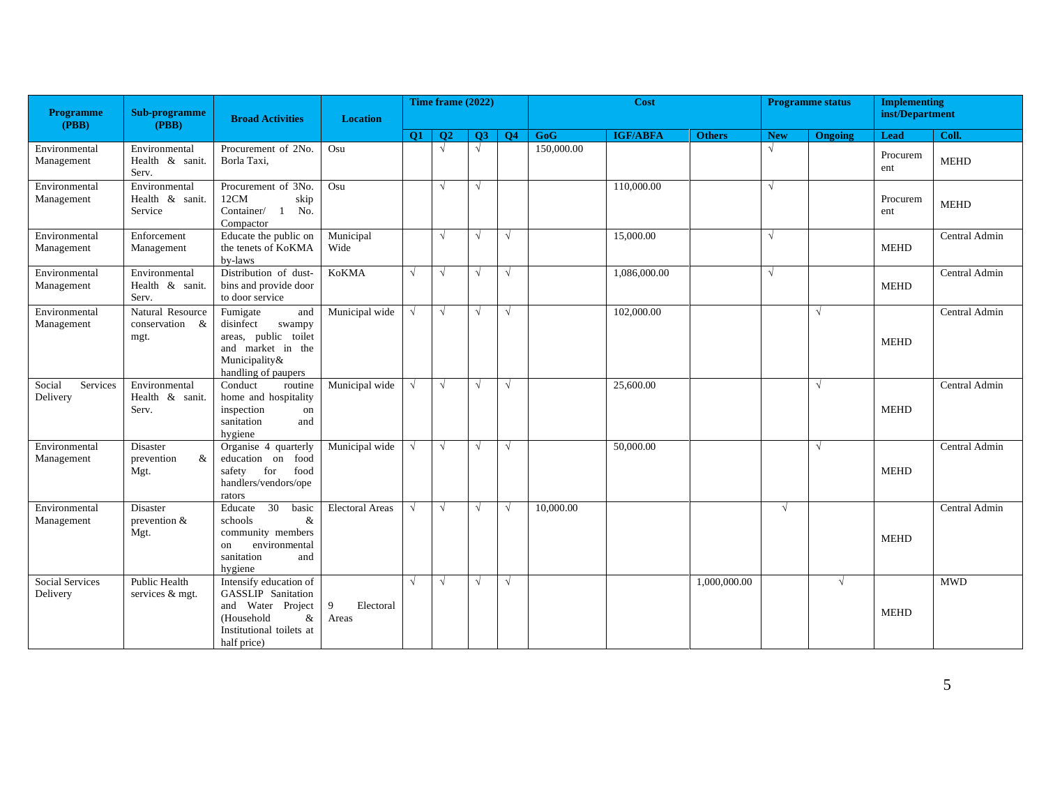| Programme (PBB) | Sub-programme (PBB) | Broad Activities | Location | Time frame (2022) | | | | Cost | | | Programme status | | Implementing inst/Department | |
|---|---|---|---|---|---|---|---|---|---|---|---|---|---|---|
| | | | | Q1 | Q2 | Q3 | Q4 | GoG | IGF/ABFA | Others | New | Ongoing | Lead | Coll. |
| Environmental Management | Environmental Health & sanit. Serv. | Procurement of 2No. Borla Taxi, | Osu | | √ | √ | | 150,000.00 | | | √ | | Procurement | MEHD |
| Environmental Management | Environmental Health & sanit. Service | Procurement of 3No. 12CM skip Container/ 1 No. Compactor | Osu | | √ | √ | | | 110,000.00 | | √ | | Procurement | MEHD |
| Environmental Management | Enforcement Management | Educate the public on the tenets of KoKMA by-laws | Municipal Wide | | √ | √ | √ | | 15,000.00 | | √ | | MEHD | Central Admin |
| Environmental Management | Environmental Health & sanit. Serv. | Distribution of dust-bins and provide door to door service | KoKMA | √ | √ | √ | √ | | 1,086,000.00 | | √ | | MEHD | Central Admin |
| Environmental Management | Natural Resource conservation & mgt. | Fumigate and disinfect swampy areas, public toilet and market in the Municipality& handling of paupers | Municipal wide | √ | √ | √ | √ | | 102,000.00 | | | √ | MEHD | Central Admin |
| Social Services Delivery | Environmental Health & sanit. Serv. | Conduct routine home and hospitality inspection on sanitation and hygiene | Municipal wide | √ | √ | √ | √ | | 25,600.00 | | | √ | MEHD | Central Admin |
| Environmental Management | Disaster prevention & Mgt. | Organise 4 quarterly education on food safety for food handlers/vendors/operators | Municipal wide | √ | √ | √ | √ | | 50,000.00 | | | √ | MEHD | Central Admin |
| Environmental Management | Disaster prevention & Mgt. | Educate 30 basic schools & community members on environmental sanitation and hygiene | Electoral Areas | √ | √ | √ | √ | 10,000.00 | | | √ | | MEHD | Central Admin |
| Social Services Delivery | Public Health services & mgt. | Intensify education of GASSLIP Sanitation and Water Project (Household & Institutional toilets at half price) | 9 Electoral Areas | √ | √ | √ | √ | | | 1,000,000.00 | | √ | MEHD | MWD |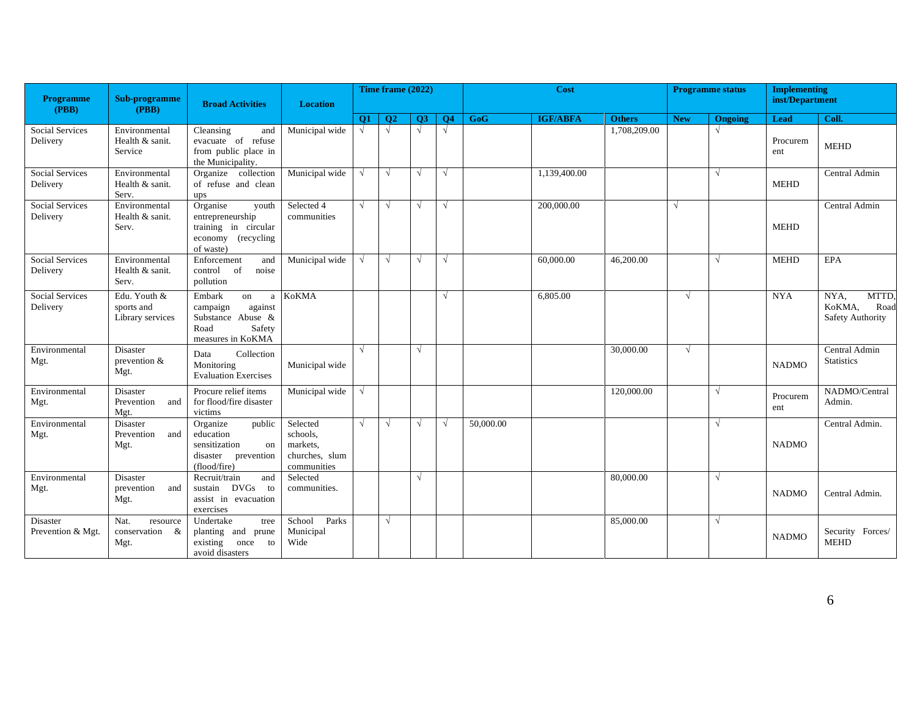| Programme (PBB) | Sub-programme (PBB) | Broad Activities | Location | Time frame (2022) | | | | Cost | | | Programme status | | Implementing inst/Department | |
|---|---|---|---|---|---|---|---|---|---|---|---|---|---|---|
| | | | | Q1 | Q2 | Q3 | Q4 | GoG | IGF/ABFA | Others | New | Ongoing | Lead | Coll. |
| Social Services Delivery | Environmental Health & sanit. Service | Cleansing and evacuate of refuse from public place in the Municipality. | Municipal wide | √ | √ | √ | √ | | | 1,708,209.00 | | √ | Procurement | MEHD |
| Social Services Delivery | Environmental Health & sanit. Serv. | Organize collection of refuse and clean ups | Municipal wide | √ | √ | √ | √ | | 1,139,400.00 | | | √ | MEHD | Central Admin |
| Social Services Delivery | Environmental Health & sanit. Serv. | Organise youth entrepreneurship training in circular economy (recycling of waste) | Selected 4 communities | √ | √ | √ | √ | | 200,000.00 | | √ | | MEHD | Central Admin |
| Social Services Delivery | Environmental Health & sanit. Serv. | Enforcement and control of noise pollution | Municipal wide | √ | √ | √ | √ | | 60,000.00 | 46,200.00 | | √ | MEHD | EPA |
| Social Services Delivery | Edu. Youth & sports and Library services | Embark on a campaign against Substance Abuse & Road Safety measures in KoKMA | KoKMA | | | | √ | | 6,805.00 | | √ | | NYA | NYA, MTTD, KoKMA, Road Safety Authority |
| Environmental Mgt. | Disaster prevention & Mgt. | Data Collection Monitoring Evaluation Exercises | Municipal wide | √ | | √ | | | | 30,000.00 | √ | | NADMO | Central Admin Statistics |
| Environmental Mgt. | Disaster Prevention and Mgt. | Procure relief items for flood/fire disaster victims | Municipal wide | √ | | | | | | 120,000.00 | | √ | Procurement | NADMO/Central Admin. |
| Environmental Mgt. | Disaster Prevention and Mgt. | Organize public education sensitization on disaster prevention (flood/fire) | Selected schools, markets, churches, slum communities | √ | √ | √ | √ | 50,000.00 | | | | √ | NADMO | Central Admin. |
| Environmental Mgt. | Disaster prevention and Mgt. | Recruit/train and sustain DVGs to assist in evacuation exercises | Selected communities. | | | √ | | | | 80,000.00 | | √ | NADMO | Central Admin. |
| Disaster Prevention & Mgt. | Nat. resource conservation & Mgt. | Undertake tree planting and prune existing once to avoid disasters | School Parks Municipal Wide | | √ | | | | | 85,000.00 | | √ | NADMO | Security Forces/ MEHD |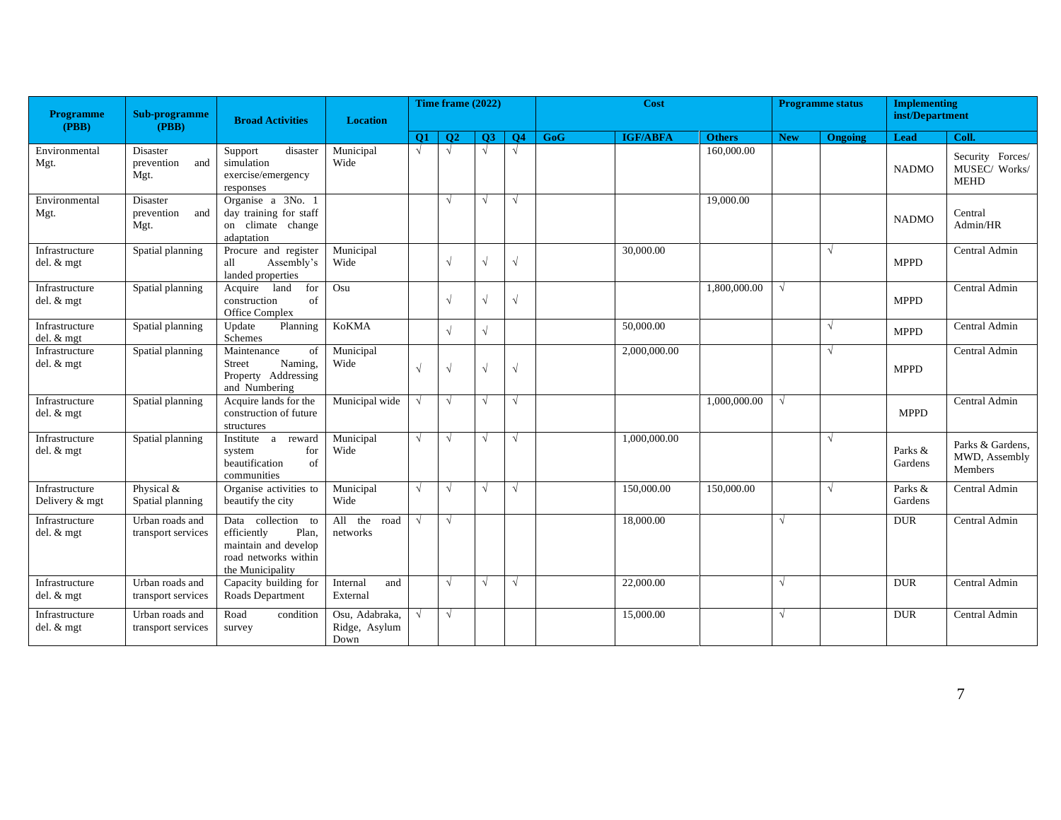| Programme (PBB) | Sub-programme (PBB) | Broad Activities | Location | Time frame (2022) | | | | Cost | | | Programme status | | Implementing inst/Department | |
|---|---|---|---|---|---|---|---|---|---|---|---|---|---|---|
| | | | | Q1 | Q2 | Q3 | Q4 | GoG | IGF/ABFA | Others | New | Ongoing | Lead | Coll. |
| Environmental Mgt. | Disaster prevention and Mgt. | Support disaster simulation exercise/emergency responses | Municipal Wide | √ | √ | √ | √ | | | 160,000.00 | | | NADMO | Security Forces/ MUSEC/ Works/ MEHD |
| Environmental Mgt. | Disaster prevention and Mgt. | Organise a 3No. 1 day training for staff on climate change adaptation | | | √ | √ | √ | | | 19,000.00 | | | NADMO | Central Admin/HR |
| Infrastructure del. & mgt | Spatial planning | Procure and register all Assembly's landed properties | Municipal Wide | | √ | √ | √ | | 30,000.00 | | | √ | MPPD | Central Admin |
| Infrastructure del. & mgt | Spatial planning | Acquire land for construction of Office Complex | Osu | | √ | √ | √ | | | 1,800,000.00 | √ | | MPPD | Central Admin |
| Infrastructure del. & mgt | Spatial planning | Update Planning Schemes | KoKMA | | √ | √ | | | 50,000.00 | | | √ | MPPD | Central Admin |
| Infrastructure del. & mgt | Spatial planning | Maintenance of Street Naming, Property Addressing and Numbering | Municipal Wide | √ | √ | √ | √ | | 2,000,000.00 | | | √ | MPPD | Central Admin |
| Infrastructure del. & mgt | Spatial planning | Acquire lands for the construction of future structures | Municipal wide | √ | √ | √ | √ | | | 1,000,000.00 | √ | | MPPD | Central Admin |
| Infrastructure del. & mgt | Spatial planning | Institute a reward system for beautification of communities | Municipal Wide | √ | √ | √ | √ | | 1,000,000.00 | | | √ | Parks & Gardens | Parks & Gardens, MWD, Assembly Members |
| Infrastructure Delivery & mgt | Physical & Spatial planning | Organise activities to beautify the city | Municipal Wide | √ | √ | √ | √ | | 150,000.00 | 150,000.00 | | √ | Parks & Gardens | Central Admin |
| Infrastructure del. & mgt | Urban roads and transport services | Data collection to efficiently Plan, maintain and develop road networks within the Municipality | All the road networks | √ | √ | | | | 18,000.00 | | √ | | DUR | Central Admin |
| Infrastructure del. & mgt | Urban roads and transport services | Capacity building for Roads Department | Internal and External | | √ | √ | √ | | 22,000.00 | | √ | | DUR | Central Admin |
| Infrastructure del. & mgt | Urban roads and transport services | Road condition survey | Osu, Adabraka, Ridge, Asylum Down | √ | √ | | | | 15,000.00 | | √ | | DUR | Central Admin |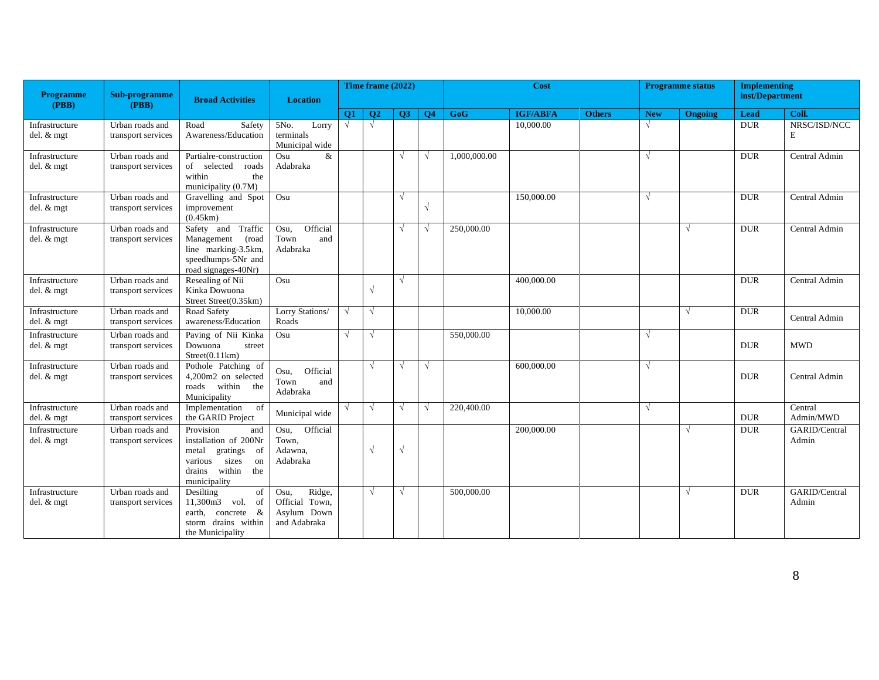| Programme (PBB) | Sub-programme (PBB) | Broad Activities | Location | Time frame (2022) | | | | Cost | | | Programme status | | Implementing inst/Department | |
|---|---|---|---|---|---|---|---|---|---|---|---|---|---|---|
| | | | | Q1 | Q2 | Q3 | Q4 | GoG | IGF/ABFA | Others | New | Ongoing | Lead | Coll. |
| Infrastructure del. & mgt | Urban roads and transport services | Road Safety Awareness/Education | 5No. Lorry terminals Municipal wide | √ | √ | | | | 10,000.00 | | √ | | DUR | NRSC/ISD/NCCE |
| Infrastructure del. & mgt | Urban roads and transport services | Partialre-construction of selected roads within the municipality (0.7M) | Osu & Adabraka | | | √ | √ | 1,000,000.00 | | | √ | | DUR | Central Admin |
| Infrastructure del. & mgt | Urban roads and transport services | Gravelling and Spot improvement (0.45km) | Osu | | | √ | √ | | 150,000.00 | | √ | | DUR | Central Admin |
| Infrastructure del. & mgt | Urban roads and transport services | Safety and Traffic Management (road line marking-3.5km, speedhumps-5Nr and road signages-40Nr) | Osu, Official Town and Adabraka | | | √ | √ | 250,000.00 | | | | √ | DUR | Central Admin |
| Infrastructure del. & mgt | Urban roads and transport services | Resealing of Nii Kinka Dowuona Street Street(0.35km) | Osu | | √ | √ | | | 400,000.00 | | | | DUR | Central Admin |
| Infrastructure del. & mgt | Urban roads and transport services | Road Safety awareness/Education | Lorry Stations/ Roads | √ | √ | | | | 10,000.00 | | | √ | DUR | Central Admin |
| Infrastructure del. & mgt | Urban roads and transport services | Paving of Nii Kinka Dowuona street Street(0.11km) | Osu | √ | √ | | | 550,000.00 | | | √ | | DUR | MWD |
| Infrastructure del. & mgt | Urban roads and transport services | Pothole Patching of 4,200m2 on selected roads within the Municipality | Osu, Official Town and Adabraka | | √ | √ | √ | | 600,000.00 | | √ | | DUR | Central Admin |
| Infrastructure del. & mgt | Urban roads and transport services | Implementation of the GARID Project | Municipal wide | √ | √ | √ | √ | 220,400.00 | | | √ | | DUR | Central Admin/MWD |
| Infrastructure del. & mgt | Urban roads and transport services | Provision and installation of 200Nr metal gratings of various sizes on drains within the municipality | Osu, Official Town, Adawna, Adabraka | | √ | √ | | | 200,000.00 | | | √ | DUR | GARID/Central Admin |
| Infrastructure del. & mgt | Urban roads and transport services | Desilting of 11,300m3 vol. of earth, concrete & storm drains within the Municipality | Osu, Ridge, Official Town, Asylum Down and Adabraka | | √ | √ | | 500,000.00 | | | | √ | DUR | GARID/Central Admin |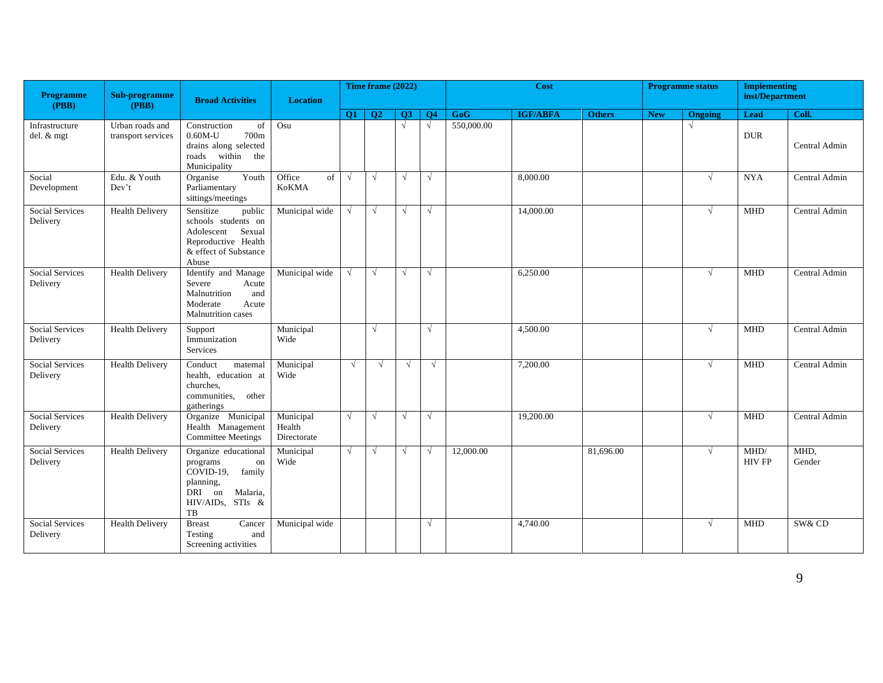| Programme (PBB) | Sub-programme (PBB) | Broad Activities | Location | Time frame (2022) | | | | Cost | | | Programme status | | Implementing inst/Department | |
|---|---|---|---|---|---|---|---|---|---|---|---|---|---|---|
| | | | | Q1 | Q2 | Q3 | Q4 | GoG | IGF/ABFA | Others | New | Ongoing | Lead | Coll. |
| Infrastructure del. & mgt | Urban roads and transport services | Construction of 0.60M-U 700m drains along selected roads within the Municipality | Osu | | | √ | √ | 550,000.00 | | | | √ | DUR | Central Admin |
| Social Development | Edu. & Youth Dev't | Organise Youth Parliamentary sittings/meetings | Office of KoKMA | √ | √ | √ | √ | | 8,000.00 | | | √ | NYA | Central Admin |
| Social Services Delivery | Health Delivery | Sensitize public schools students on Adolescent Sexual Reproductive Health & effect of Substance Abuse | Municipal wide | √ | √ | √ | √ | | 14,000.00 | | | √ | MHD | Central Admin |
| Social Services Delivery | Health Delivery | Identify and Manage Severe Acute Malnutrition and Moderate Acute Malnutrition cases | Municipal wide | √ | √ | √ | √ | | 6,250.00 | | | √ | MHD | Central Admin |
| Social Services Delivery | Health Delivery | Support Immunization Services | Municipal Wide | | √ | | √ | | 4,500.00 | | | √ | MHD | Central Admin |
| Social Services Delivery | Health Delivery | Conduct maternal health, education at churches, communities, other gatherings | Municipal Wide | √ | √ | √ | √ | | 7,200.00 | | | √ | MHD | Central Admin |
| Social Services Delivery | Health Delivery | Organize Municipal Health Management Committee Meetings | Municipal Health Directorate | √ | √ | √ | √ | | 19,200.00 | | | √ | MHD | Central Admin |
| Social Services Delivery | Health Delivery | Organize educational programs on COVID-19, family planning, DRI on Malaria, HIV/AIDs, STIs & TB | Municipal Wide | √ | √ | √ | √ | 12,000.00 | | 81,696.00 | | √ | MHD/ HIV FP | MHD, Gender |
| Social Services Delivery | Health Delivery | Breast Cancer Testing and Screening activities | Municipal wide | | | | √ | | 4,740.00 | | | √ | MHD | SW& CD |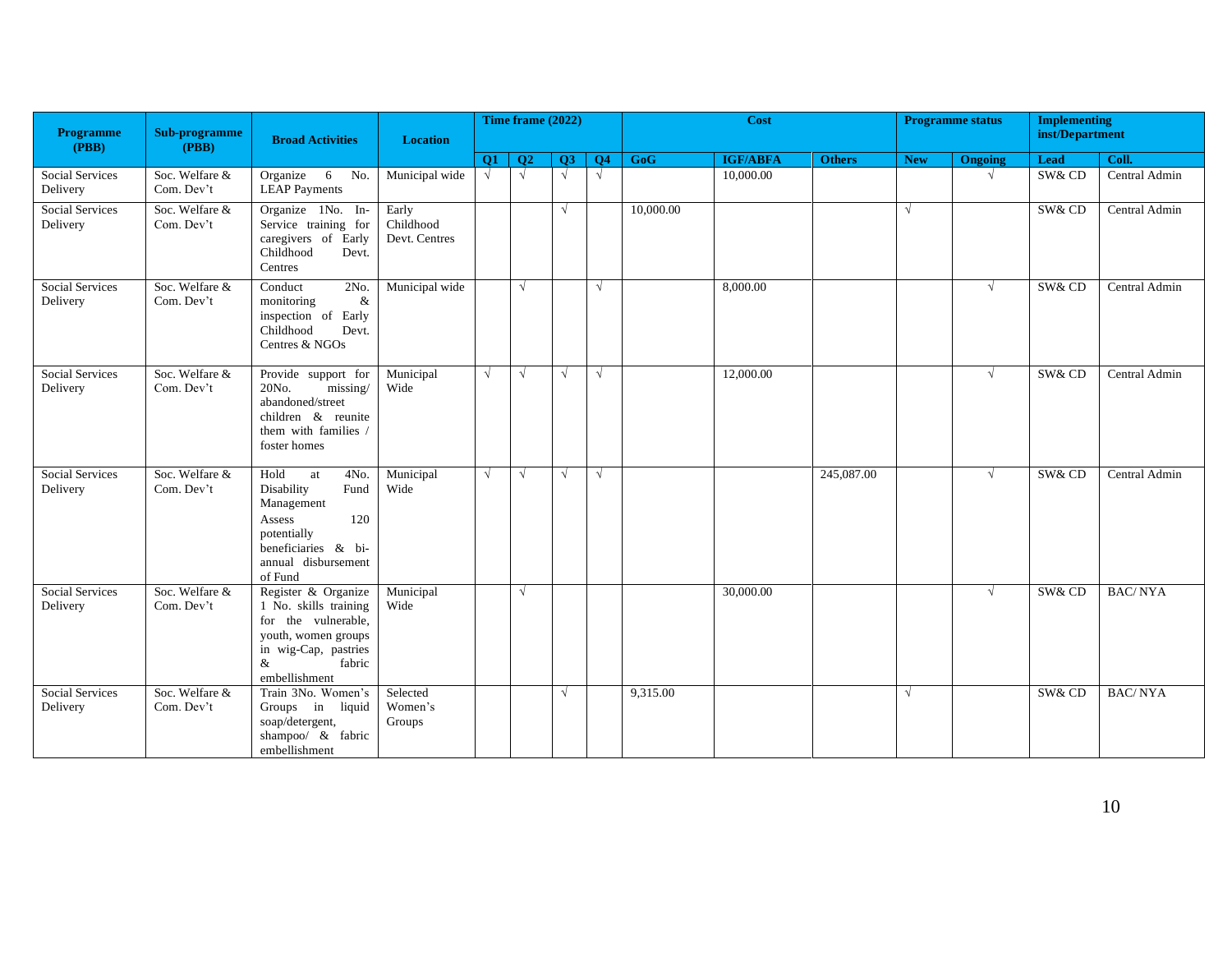| Programme (PBB) | Sub-programme (PBB) | Broad Activities | Location | Time frame (2022) | | | | Cost | | | Programme status | | Implementing inst/Department | |
|---|---|---|---|---|---|---|---|---|---|---|---|---|---|---|
| | | | | Q1 | Q2 | Q3 | Q4 | GoG | IGF/ABFA | Others | New | Ongoing | Lead | Coll. |
| Social Services Delivery | Soc. Welfare & Com. Dev't | Organize 6 No. LEAP Payments | Municipal wide | √ | √ | √ | √ | | 10,000.00 | | | √ | SW& CD | Central Admin |
| Social Services Delivery | Soc. Welfare & Com. Dev't | Organize 1No. In-Service training for caregivers of Early Childhood Devt. Centres | Early Childhood Devt. Centres | | | √ | | 10,000.00 | | | √ | | SW& CD | Central Admin |
| Social Services Delivery | Soc. Welfare & Com. Dev't | Conduct 2No. monitoring & inspection of Early Childhood Devt. Centres & NGOs | Municipal wide | | √ | | √ | | 8,000.00 | | | √ | SW& CD | Central Admin |
| Social Services Delivery | Soc. Welfare & Com. Dev't | Provide support for 20No. missing/ abandoned/street children & reunite them with families / foster homes | Municipal Wide | √ | √ | √ | √ | | 12,000.00 | | | √ | SW& CD | Central Admin |
| Social Services Delivery | Soc. Welfare & Com. Dev't | Hold at 4No. Disability Fund Management Assess 120 potentially beneficiaries & bi-annual disbursement of Fund | Municipal Wide | √ | √ | √ | √ | | | 245,087.00 | | √ | SW& CD | Central Admin |
| Social Services Delivery | Soc. Welfare & Com. Dev't | Register & Organize 1 No. skills training for the vulnerable, youth, women groups in wig-Cap, pastries & fabric embellishment | Municipal Wide | | √ | | | | 30,000.00 | | | √ | SW& CD | BAC/ NYA |
| Social Services Delivery | Soc. Welfare & Com. Dev't | Train 3No. Women's Groups in liquid soap/detergent, shampoo/ & fabric embellishment | Selected Women's Groups | | | √ | | 9,315.00 | | | √ | | SW& CD | BAC/ NYA |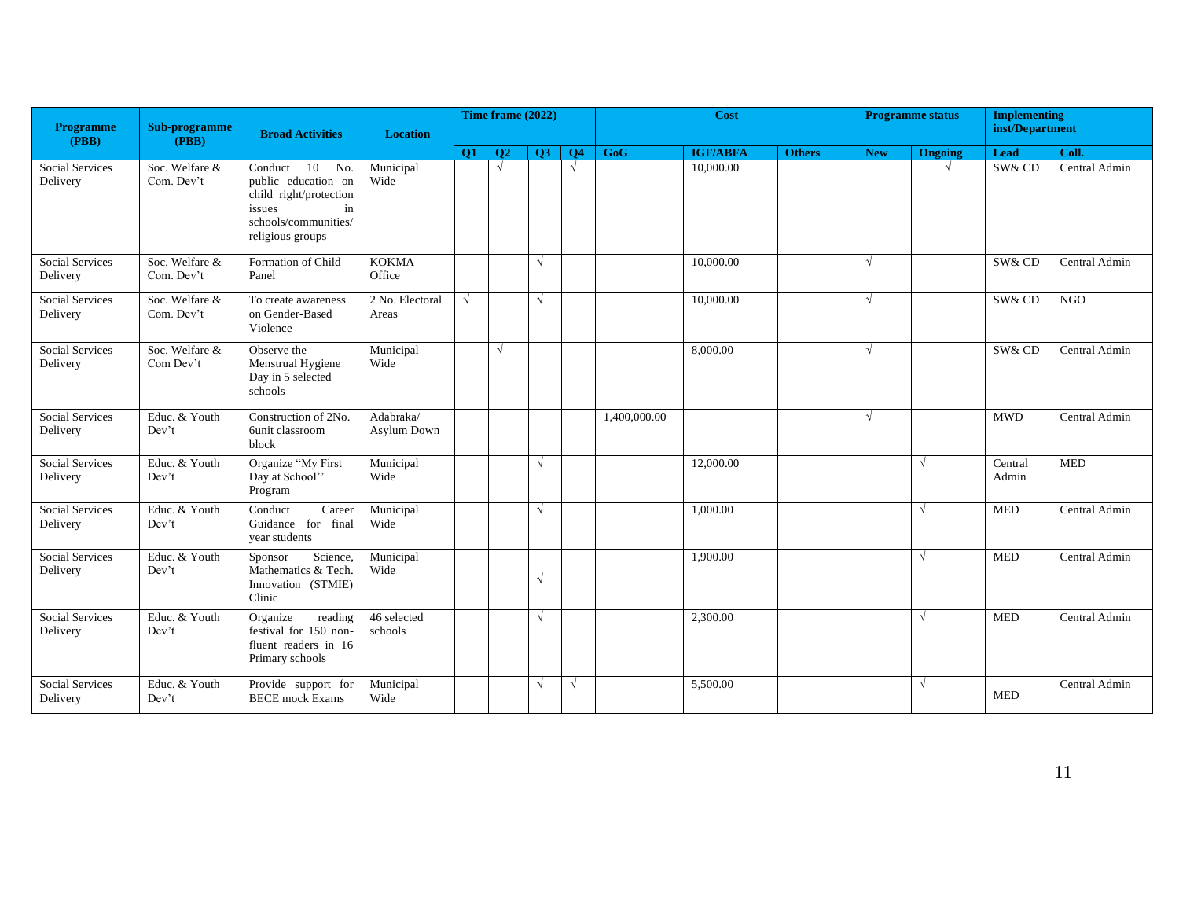| Programme (PBB) | Sub-programme (PBB) | Broad Activities | Location | Time frame (2022) | | | | Cost | | | Programme status | | Implementing inst/Department | |
|---|---|---|---|---|---|---|---|---|---|---|---|---|---|---|
| | | | | Q1 | Q2 | Q3 | Q4 | GoG | IGF/ABFA | Others | New | Ongoing | Lead | Coll. |
| Social Services Delivery | Soc. Welfare & Com. Dev't | Conduct 10 No. public education on child right/protection issues in schools/communities/ religious groups | Municipal Wide | | √ | | √ | | 10,000.00 | | | √ | SW& CD | Central Admin |
| Social Services Delivery | Soc. Welfare & Com. Dev't | Formation of Child Panel | KOKMA Office | | | √ | | | 10,000.00 | | √ | | SW& CD | Central Admin |
| Social Services Delivery | Soc. Welfare & Com. Dev't | To create awareness on Gender-Based Violence | 2 No. Electoral Areas | √ | | √ | | | 10,000.00 | | √ | | SW& CD | NGO |
| Social Services Delivery | Soc. Welfare & Com Dev't | Observe the Menstrual Hygiene Day in 5 selected schools | Municipal Wide | | √ | | | | 8,000.00 | | √ | | SW& CD | Central Admin |
| Social Services Delivery | Educ. & Youth Dev't | Construction of 2No. 6unit classroom block | Adabraka/ Asylum Down | | | | | 1,400,000.00 | | | √ | | MWD | Central Admin |
| Social Services Delivery | Educ. & Youth Dev't | Organize "My First Day at School'' Program | Municipal Wide | | | √ | | | 12,000.00 | | | √ | Central Admin | MED |
| Social Services Delivery | Educ. & Youth Dev't | Conduct Career Guidance for final year students | Municipal Wide | | | √ | | | 1,000.00 | | | √ | MED | Central Admin |
| Social Services Delivery | Educ. & Youth Dev't | Sponsor Science, Mathematics & Tech. Innovation (STMIE) Clinic | Municipal Wide | | | √ | | | 1,900.00 | | | √ | MED | Central Admin |
| Social Services Delivery | Educ. & Youth Dev't | Organize reading festival for 150 non-fluent readers in 16 Primary schools | 46 selected schools | | | √ | | | 2,300.00 | | | √ | MED | Central Admin |
| Social Services Delivery | Educ. & Youth Dev't | Provide support for BECE mock Exams | Municipal Wide | | | √ | √ | | 5,500.00 | | | √ | MED | Central Admin |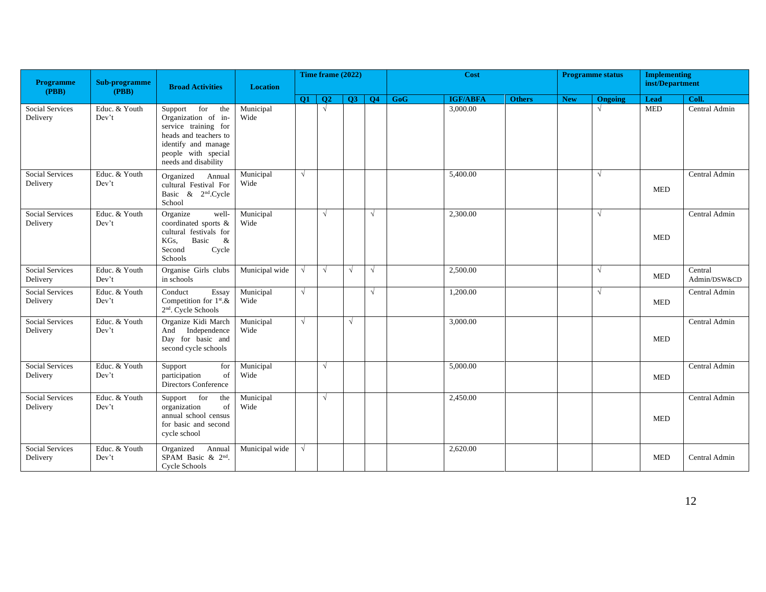| Programme (PBB) | Sub-programme (PBB) | Broad Activities | Location | Time frame (2022) | | | | Cost | | | Programme status | | Implementing inst/Department | |
|---|---|---|---|---|---|---|---|---|---|---|---|---|---|---|
| | | | | Q1 | Q2 | Q3 | Q4 | GoG | IGF/ABFA | Others | New | Ongoing | Lead | Coll. |
| Social Services Delivery | Educ. & Youth Dev't | Support for the Organization of in-service training for heads and teachers to identify and manage people with special needs and disability | Municipal Wide | | √ | | | | 3,000.00 | | | √ | MED | Central Admin |
| Social Services Delivery | Educ. & Youth Dev't | Organized Annual cultural Festival For Basic & 2nd.Cycle School | Municipal Wide | √ | | | | | 5,400.00 | | | √ | MED | Central Admin |
| Social Services Delivery | Educ. & Youth Dev't | Organize well-coordinated sports & cultural festivals for KGs, Basic & Second Cycle Schools | Municipal Wide | | √ | | √ | | 2,300.00 | | | √ | MED | Central Admin |
| Social Services Delivery | Educ. & Youth Dev't | Organise Girls clubs in schools | Municipal wide | √ | √ | √ | √ | | 2,500.00 | | | √ | MED | Central Admin/DSW&CD |
| Social Services Delivery | Educ. & Youth Dev't | Conduct Essay Competition for 1st.& 2nd. Cycle Schools | Municipal Wide | √ | | | √ | | 1,200.00 | | | √ | MED | Central Admin |
| Social Services Delivery | Educ. & Youth Dev't | Organize Kidi March And Independence Day for basic and second cycle schools | Municipal Wide | √ | | √ | | | 3,000.00 | | | | MED | Central Admin |
| Social Services Delivery | Educ. & Youth Dev't | Support for participation of Directors Conference | Municipal Wide | | √ | | | | 5,000.00 | | | | MED | Central Admin |
| Social Services Delivery | Educ. & Youth Dev't | Support for the organization of annual school census for basic and second cycle school | Municipal Wide | | √ | | | | 2,450.00 | | | | MED | Central Admin |
| Social Services Delivery | Educ. & Youth Dev't | Organized Annual SPAM Basic & 2nd. Cycle Schools | Municipal wide | √ | | | | | 2,620.00 | | | | MED | Central Admin |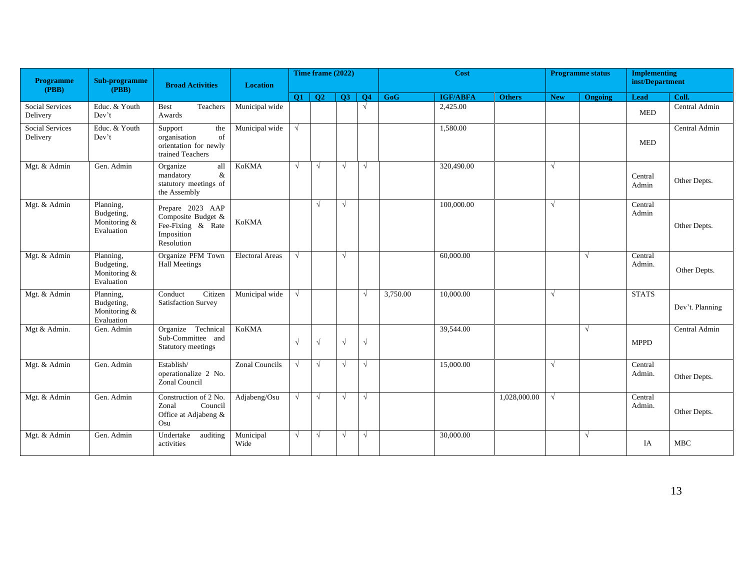| Programme (PBB) | Sub-programme (PBB) | Broad Activities | Location | Time frame (2022) | | | | Cost | | | Programme status | | Implementing inst/Department | |
|---|---|---|---|---|---|---|---|---|---|---|---|---|---|---|
| | | | | Q1 | Q2 | Q3 | Q4 | GoG | IGF/ABFA | Others | New | Ongoing | Lead | Coll. |
| Social Services Delivery | Educ. & Youth Dev't | Best Teachers Awards | Municipal wide | | | | √ | | 2,425.00 | | | | MED | Central Admin |
| Social Services Delivery | Educ. & Youth Dev't | Support the organisation of orientation for newly trained Teachers | Municipal wide | √ | | | | | 1,580.00 | | | | MED | Central Admin |
| Mgt. & Admin | Gen. Admin | Organize all mandatory & statutory meetings of the Assembly | KoKMA | √ | √ | √ | √ | | 320,490.00 | | √ | | Central Admin | Other Depts. |
| Mgt. & Admin | Planning, Budgeting, Monitoring & Evaluation | Prepare 2023 AAP Composite Budget & Fee-Fixing & Rate Imposition Resolution | KoKMA | | √ | √ | | | 100,000.00 | | √ | | Central Admin | Other Depts. |
| Mgt. & Admin | Planning, Budgeting, Monitoring & Evaluation | Organize PFM Town Hall Meetings | Electoral Areas | √ | | √ | | | 60,000.00 | | | √ | Central Admin. | Other Depts. |
| Mgt. & Admin | Planning, Budgeting, Monitoring & Evaluation | Conduct Citizen Satisfaction Survey | Municipal wide | √ | | | √ | 3,750.00 | 10,000.00 | | √ | | STATS | Dev't. Planning |
| Mgt & Admin. | Gen. Admin | Organize Technical Sub-Committee and Statutory meetings | KoKMA | √ | √ | √ | √ | | 39,544.00 | | | √ | MPPD | Central Admin |
| Mgt. & Admin | Gen. Admin | Establish/ operationalize 2 No. Zonal Council | Zonal Councils | √ | √ | √ | √ | | 15,000.00 | | √ | | Central Admin. | Other Depts. |
| Mgt. & Admin | Gen. Admin | Construction of 2 No. Zonal Council Office at Adjabeng & Osu | Adjabeng/Osu | √ | √ | √ | √ | | | 1,028,000.00 | √ | | Central Admin. | Other Depts. |
| Mgt. & Admin | Gen. Admin | Undertake auditing activities | Municipal Wide | √ | √ | √ | √ | | 30,000.00 | | | √ | IA | MBC |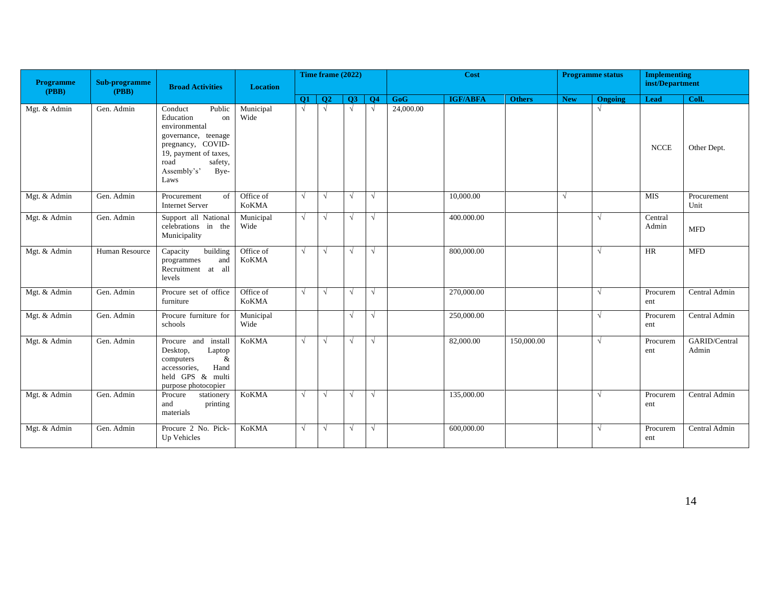| Programme (PBB) | Sub-programme (PBB) | Broad Activities | Location | Time frame (2022) | | | | Cost | | | Programme status | | Implementing inst/Department | |
|---|---|---|---|---|---|---|---|---|---|---|---|---|---|---|
| | | | | Q1 | Q2 | Q3 | Q4 | GoG | IGF/ABFA | Others | New | Ongoing | Lead | Coll. |
| Mgt. & Admin | Gen. Admin | Conduct Public Education on environmental governance, teenage pregnancy, COVID-19, payment of taxes, road safety, Assembly's' Bye-Laws | Municipal Wide | √ | √ | √ | √ | 24,000.00 | | | | √ | NCCE | Other Dept. |
| Mgt. & Admin | Gen. Admin | Procurement of Internet Server | Office of KoKMA | √ | √ | √ | √ | | 10,000.00 | | √ | | MIS | Procurement Unit |
| Mgt. & Admin | Gen. Admin | Support all National celebrations in the Municipality | Municipal Wide | √ | √ | √ | √ | | 400.000.00 | | | √ | Central Admin | MFD |
| Mgt. & Admin | Human Resource | Capacity building programmes and Recruitment at all levels | Office of KoKMA | √ | √ | √ | √ | | 800,000.00 | | | √ | HR | MFD |
| Mgt. & Admin | Gen. Admin | Procure set of office furniture | Office of KoKMA | √ | √ | √ | √ | | 270,000.00 | | | √ | Procurement | Central Admin |
| Mgt. & Admin | Gen. Admin | Procure furniture for schools | Municipal Wide | | | √ | √ | | 250,000.00 | | | √ | Procurement | Central Admin |
| Mgt. & Admin | Gen. Admin | Procure and install Desktop, Laptop computers & accessories, Hand held GPS & multi purpose photocopier | KoKMA | √ | √ | √ | √ | | 82,000.00 | 150,000.00 | | √ | Procurement | GARID/Central Admin |
| Mgt. & Admin | Gen. Admin | Procure stationery and printing materials | KoKMA | √ | √ | √ | √ | | 135,000.00 | | | √ | Procurement | Central Admin |
| Mgt. & Admin | Gen. Admin | Procure 2 No. Pick-Up Vehicles | KoKMA | √ | √ | √ | √ | | 600,000.00 | | | √ | Procurement | Central Admin |